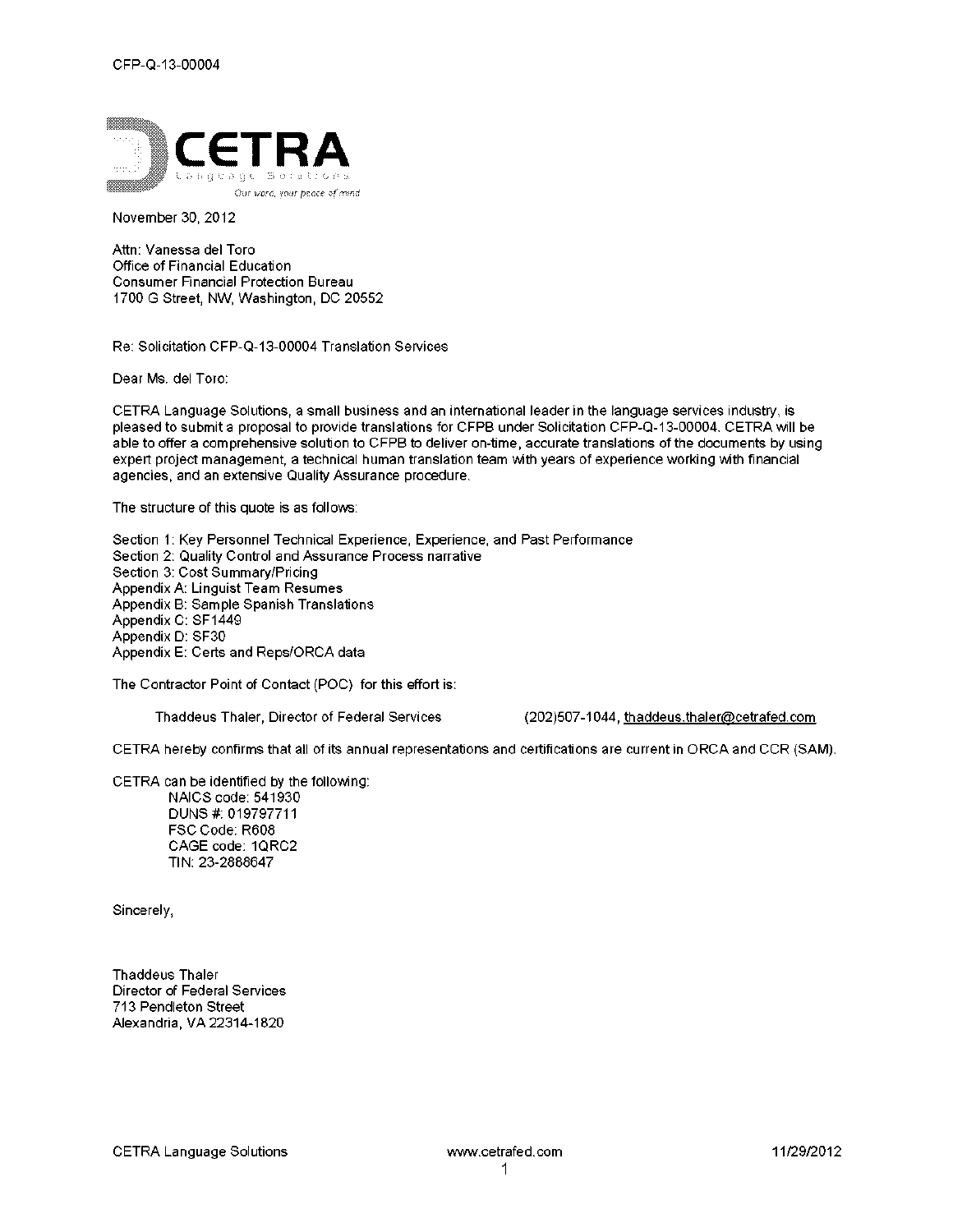CFP-Q-13-00004

CETRA Language Solutions

*Our word, your peace of mind*

November 30, 2012

Attn: Vanessa del Toro
Office of Financial Education
Consumer Financial Protection Bureau
1700 G Street, NW, Washington, DC 20552

Re: Solicitation CFP-Q-13-00004 Translation Services

Dear Ms. del Toro:

CETRA Language Solutions, a small business and an international leader in the language services industry, is pleased to submit a proposal to provide translations for CFPB under Solicitation CFP-Q-13-00004. CETRA will be able to offer a comprehensive solution to CFPB to deliver on-time, accurate translations of the documents by using expert project management, a technical human translation team with years of experience working with financial agencies, and an extensive Quality Assurance procedure.

The structure of this quote is as follows:

Section 1: Key Personnel Technical Experience, Experience, and Past Performance
Section 2: Quality Control and Assurance Process narrative
Section 3: Cost Summary/Pricing
Appendix A: Linguist Team Resumes
Appendix B: Sample Spanish Translations
Appendix C: SF1449
Appendix D: SF30
Appendix E: Certs and Reps/ORCA data

The Contractor Point of Contact (POC) for this effort is:

Thaddeus Thaler, Director of Federal Services (202)507-1044, thaddeus.thaler@cetrafed.com

CETRA hereby confirms that all of its annual representations and certifications are current in ORCA and CCR (SAM).

CETRA can be identified by the following:

NAICS code: 541930
DUNS #: 019797711
FSC Code: R608
CAGE code: 1QRC2
TIN: 23-2868647

Sincerely,

Thaddeus Thaler
Director of Federal Services
713 Pendleton Street
Alexandria, VA 22314-1820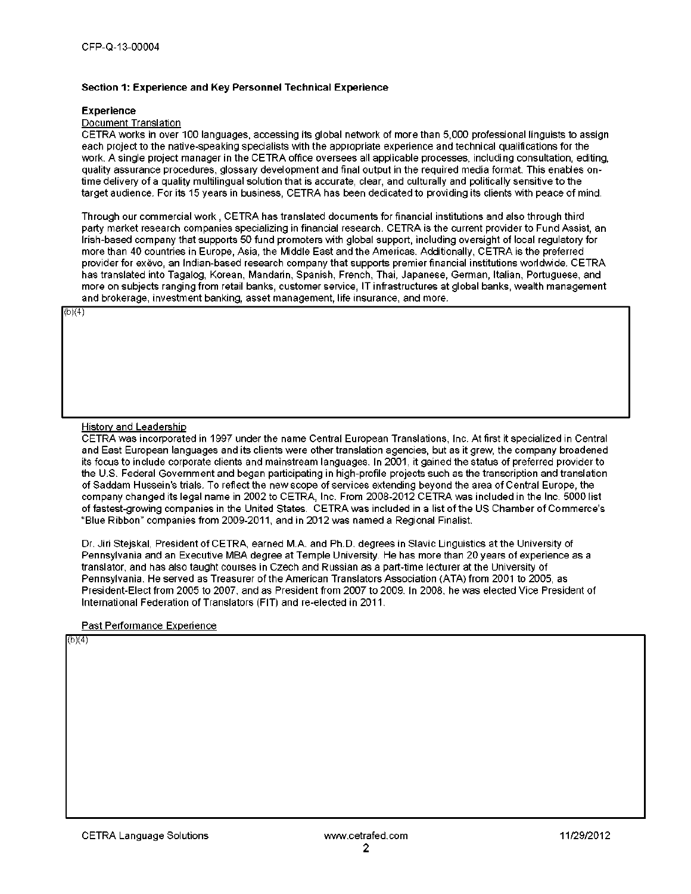### Section 1: Experience and Key Personnel Technical Experience

**Experience**

Document Translation

CETRA works in over 100 languages, accessing its global network of more than 5,000 professional linguists to assign each project to the native-speaking specialists with the appropriate experience and technical qualifications for the work. A single project manager in the CETRA office oversees all applicable processes, including consultation, editing, quality assurance procedures, glossary development and final output in the required media format. This enables on-time delivery of a quality multilingual solution that is accurate, clear, and culturally and politically sensitive to the target audience. For its 15 years in business, CETRA has been dedicated to providing its clients with peace of mind.

Through our commercial work , CETRA has translated documents for financial institutions and also through third party market research companies specializing in financial research. CETRA is the current provider to Fund Assist, an Irish-based company that supports 50 fund promoters with global support, including oversight of local regulatory for more than 40 countries in Europe, Asia, the Middle East and the Americas. Additionally, CETRA is the preferred provider for exèvo, an Indian-based research company that supports premier financial institutions worldwide. CETRA has translated into Tagalog, Korean, Mandarin, Spanish, French, Thai, Japanese, German, Italian, Portuguese, and more on subjects ranging from retail banks, customer service, IT infrastructures at global banks, wealth management and brokerage, investment banking, asset management, life insurance, and more.

(b)(4)

History and Leadership

CETRA was incorporated in 1997 under the name Central European Translations, Inc. At first it specialized in Central and East European languages and its clients were other translation agencies, but as it grew, the company broadened its focus to include corporate clients and mainstream languages. In 2001, it gained the status of preferred provider to the U.S. Federal Government and began participating in high-profile projects such as the transcription and translation of Saddam Hussein's trials. To reflect the new scope of services extending beyond the area of Central Europe, the company changed its legal name in 2002 to CETRA, Inc. From 2008-2012 CETRA was included in the Inc. 5000 list of fastest-growing companies in the United States. CETRA was included in a list of the US Chamber of Commerce's "Blue Ribbon" companies from 2009-2011, and in 2012 was named a Regional Finalist.

Dr. Jiri Stejskal, President of CETRA, earned M.A. and Ph.D. degrees in Slavic Linguistics at the University of Pennsylvania and an Executive MBA degree at Temple University. He has more than 20 years of experience as a translator, and has also taught courses in Czech and Russian as a part-time lecturer at the University of Pennsylvania. He served as Treasurer of the American Translators Association (ATA) from 2001 to 2005, as President-Elect from 2005 to 2007, and as President from 2007 to 2009. In 2008, he was elected Vice President of International Federation of Translators (FIT) and re-elected in 2011.

Past Performance Experience

(b)(4)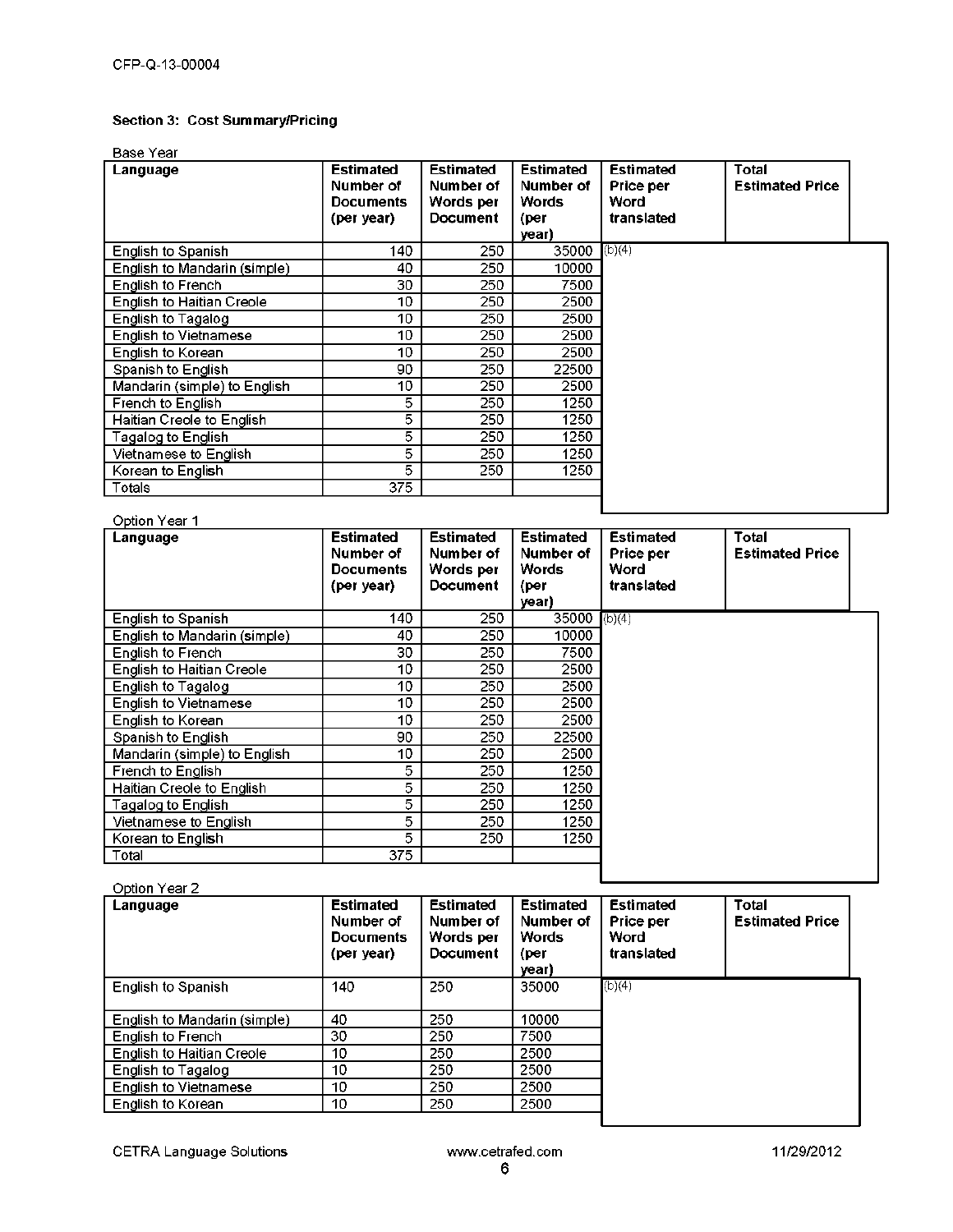CFP-Q-13-00004

### Section 3: Cost Summary/Pricing

Base Year

| Language | Estimated Number of Documents (per year) | Estimated Number of Words per Document | Estimated Number of Words (per year) | Estimated Price per Word translated | Total Estimated Price |
|---|---|---|---|---|---|
| English to Spanish | 140 | 250 | 35000 | (b)(4) | |
| English to Mandarin (simple) | 40 | 250 | 10000 | | |
| English to French | 30 | 250 | 7500 | | |
| English to Haitian Creole | 10 | 250 | 2500 | | |
| English to Tagalog | 10 | 250 | 2500 | | |
| English to Vietnamese | 10 | 250 | 2500 | | |
| English to Korean | 10 | 250 | 2500 | | |
| Spanish to English | 90 | 250 | 22500 | | |
| Mandarin (simple) to English | 10 | 250 | 2500 | | |
| French to English | 5 | 250 | 1250 | | |
| Haitian Creole to English | 5 | 250 | 1250 | | |
| Tagalog to English | 5 | 250 | 1250 | | |
| Vietnamese to English | 5 | 250 | 1250 | | |
| Korean to English | 5 | 250 | 1250 | | |
| Totals | 375 | | | | |

Option Year 1

| Language | Estimated Number of Documents (per year) | Estimated Number of Words per Document | Estimated Number of Words (per year) | Estimated Price per Word translated | Total Estimated Price |
|---|---|---|---|---|---|
| English to Spanish | 140 | 250 | 35000 | (b)(4) | |
| English to Mandarin (simple) | 40 | 250 | 10000 | | |
| English to French | 30 | 250 | 7500 | | |
| English to Haitian Creole | 10 | 250 | 2500 | | |
| English to Tagalog | 10 | 250 | 2500 | | |
| English to Vietnamese | 10 | 250 | 2500 | | |
| English to Korean | 10 | 250 | 2500 | | |
| Spanish to English | 90 | 250 | 22500 | | |
| Mandarin (simple) to English | 10 | 250 | 2500 | | |
| French to English | 5 | 250 | 1250 | | |
| Haitian Creole to English | 5 | 250 | 1250 | | |
| Tagalog to English | 5 | 250 | 1250 | | |
| Vietnamese to English | 5 | 250 | 1250 | | |
| Korean to English | 5 | 250 | 1250 | | |
| Total | 375 | | | | |

Option Year 2

| Language | Estimated Number of Documents (per year) | Estimated Number of Words per Document | Estimated Number of Words (per year) | Estimated Price per Word translated | Total Estimated Price |
|---|---|---|---|---|---|
| English to Spanish | 140 | 250 | 35000 | (b)(4) | |
| English to Mandarin (simple) | 40 | 250 | 10000 | | |
| English to French | 30 | 250 | 7500 | | |
| English to Haitian Creole | 10 | 250 | 2500 | | |
| English to Tagalog | 10 | 250 | 2500 | | |
| English to Vietnamese | 10 | 250 | 2500 | | |
| English to Korean | 10 | 250 | 2500 | | |

CETRA Language Solutions www.cetrafed.com 11/29/2012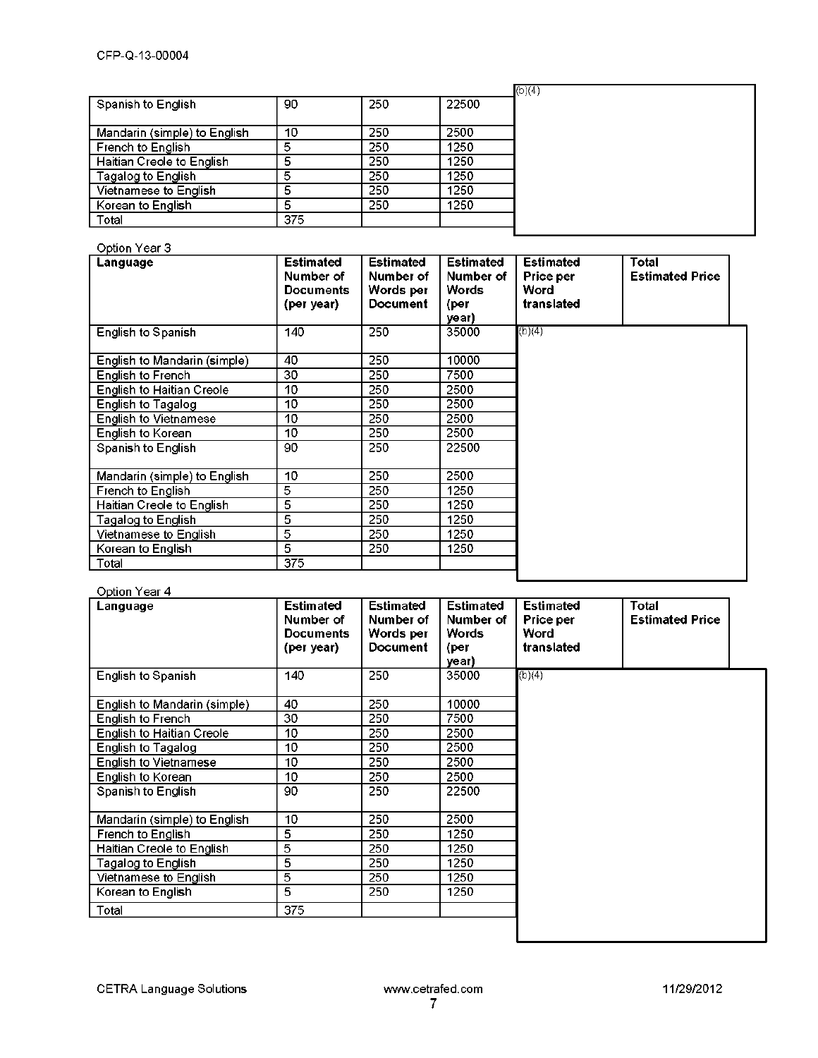| | | | | |
|---|---|---|---|---|
| Spanish to English | 90 | 250 | 22500 | (b)(4) |
| Mandarin (simple) to English | 10 | 250 | 2500 | |
| French to English | 5 | 250 | 1250 | |
| Haitian Creole to English | 5 | 250 | 1250 | |
| Tagalog to English | 5 | 250 | 1250 | |
| Vietnamese to English | 5 | 250 | 1250 | |
| Korean to English | 5 | 250 | 1250 | |
| Total | 375 | | | |

Option Year 3

| Language | Estimated Number of Documents (per year) | Estimated Number of Words per Document | Estimated Number of Words (per year) | Estimated Price per Word translated | Total Estimated Price |
|---|---|---|---|---|---|
| English to Spanish | 140 | 250 | 35000 | (b)(4) | |
| English to Mandarin (simple) | 40 | 250 | 10000 | | |
| English to French | 30 | 250 | 7500 | | |
| English to Haitian Creole | 10 | 250 | 2500 | | |
| English to Tagalog | 10 | 250 | 2500 | | |
| English to Vietnamese | 10 | 250 | 2500 | | |
| English to Korean | 10 | 250 | 2500 | | |
| Spanish to English | 90 | 250 | 22500 | | |
| Mandarin (simple) to English | 10 | 250 | 2500 | | |
| French to English | 5 | 250 | 1250 | | |
| Haitian Creole to English | 5 | 250 | 1250 | | |
| Tagalog to English | 5 | 250 | 1250 | | |
| Vietnamese to English | 5 | 250 | 1250 | | |
| Korean to English | 5 | 250 | 1250 | | |
| Total | 375 | | | | |

Option Year 4

| Language | Estimated Number of Documents (per year) | Estimated Number of Words per Document | Estimated Number of Words (per year) | Estimated Price per Word translated | Total Estimated Price |
|---|---|---|---|---|---|
| English to Spanish | 140 | 250 | 35000 | (b)(4) | |
| English to Mandarin (simple) | 40 | 250 | 10000 | | |
| English to French | 30 | 250 | 7500 | | |
| English to Haitian Creole | 10 | 250 | 2500 | | |
| English to Tagalog | 10 | 250 | 2500 | | |
| English to Vietnamese | 10 | 250 | 2500 | | |
| English to Korean | 10 | 250 | 2500 | | |
| Spanish to English | 90 | 250 | 22500 | | |
| Mandarin (simple) to English | 10 | 250 | 2500 | | |
| French to English | 5 | 250 | 1250 | | |
| Haitian Creole to English | 5 | 250 | 1250 | | |
| Tagalog to English | 5 | 250 | 1250 | | |
| Vietnamese to English | 5 | 250 | 1250 | | |
| Korean to English | 5 | 250 | 1250 | | |
| Total | 375 | | | | |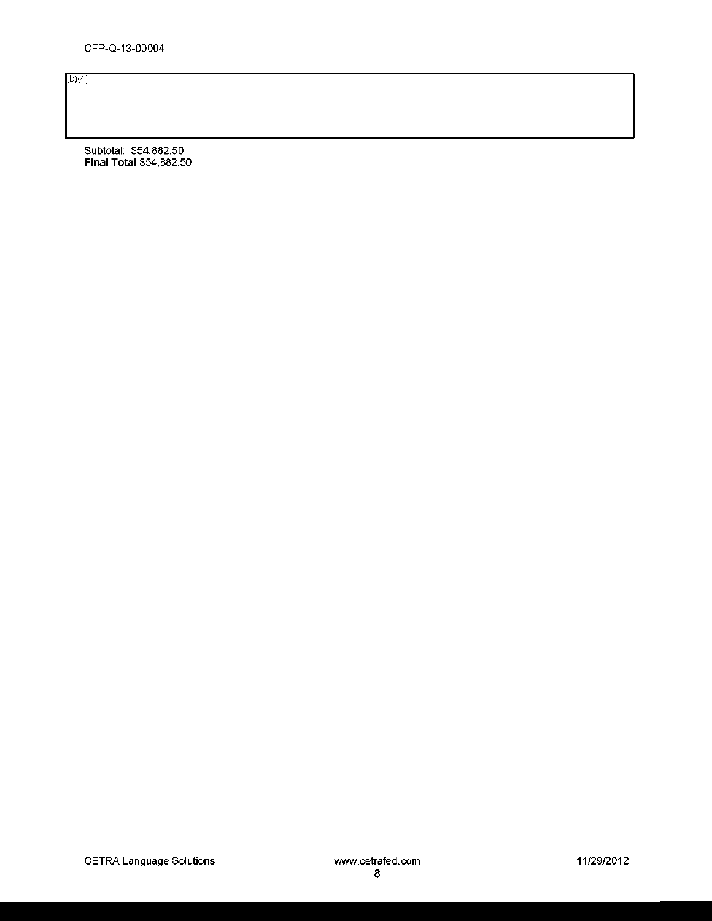CFP-Q-13-00004

(b)(4)

Subtotal: $54,882.50
**Final Total** $54,882.50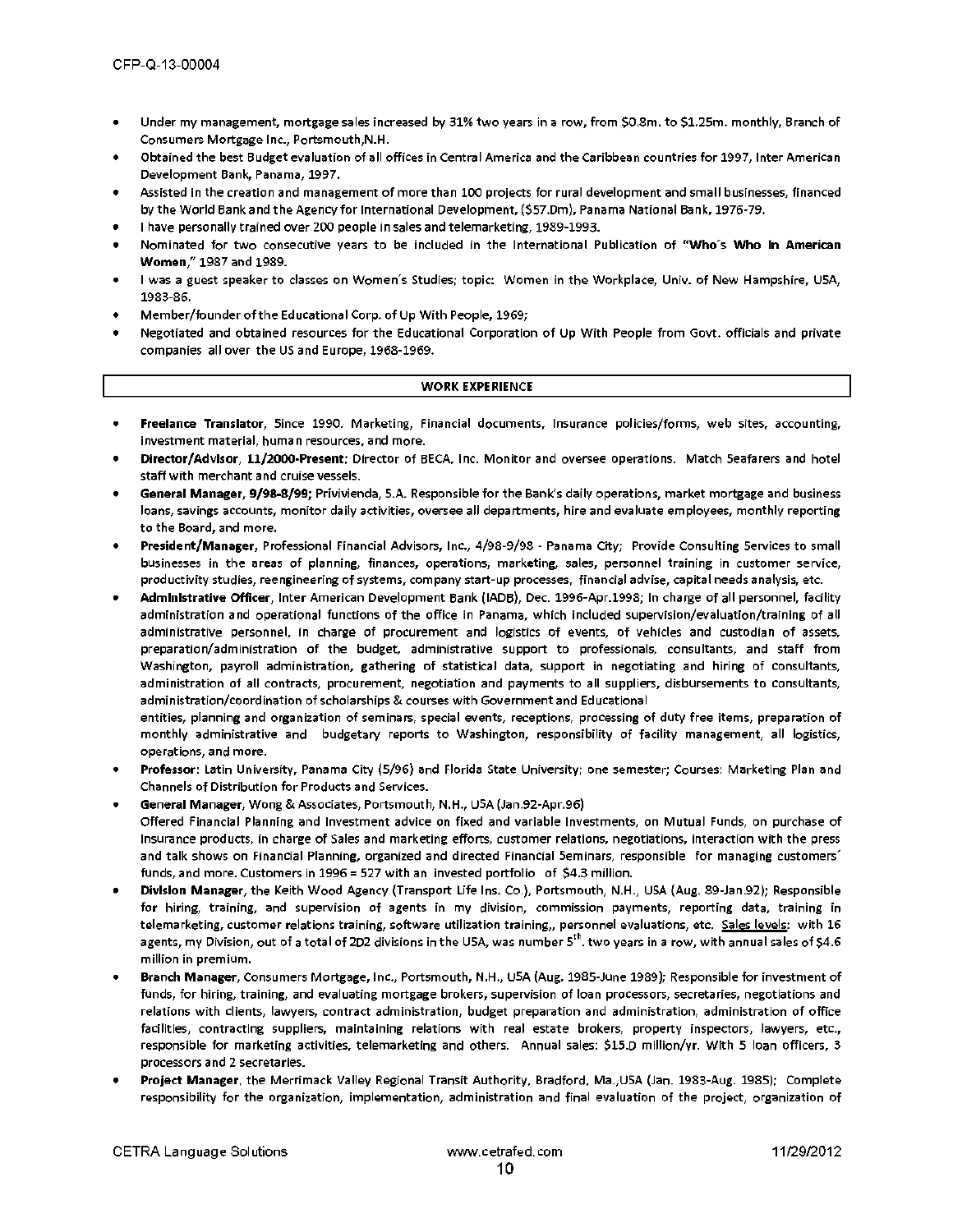- Under my management, mortgage sales increased by 31% two years in a row, from $0.8m. to $1.25m. monthly, Branch of Consumers Mortgage Inc., Portsmouth,N.H.
- Obtained the best Budget evaluation of all offices in Central America and the Caribbean countries for 1997, Inter American Development Bank, Panama, 1997.
- Assisted in the creation and management of more than 100 projects for rural development and small businesses, financed by the World Bank and the Agency for International Development, ($57.0m), Panama National Bank, 1976-79.
- I have personally trained over 200 people in sales and telemarketing, 1989-1993.
- Nominated for two consecutive years to be included in the International Publication of "**Who´s Who in American Women**," 1987 and 1989.
- I was a guest speaker to classes on Women´s Studies; topic: Women in the Workplace, Univ. of New Hampshire, USA, 1983-86.
- Member/founder of the Educational Corp. of Up With People, 1969;
- Negotiated and obtained resources for the Educational Corporation of Up With People from Govt. officials and private companies all over the US and Europe, 1968-1969.

## WORK EXPERIENCE

- **Freelance Translator**, Since 1990. Marketing, Financial documents, Insurance policies/forms, web sites, accounting, investment material, human resources, and more.
- **Director/Advisor**, **11/2000-Present**; Director of BECA, Inc. Monitor and oversee operations. Match Seafarers and hotel staff with merchant and cruise vessels.
- **General Manager, 9/98-8/99;** Privivienda, S.A. Responsible for the Bank's daily operations, market mortgage and business loans, savings accounts, monitor daily activities, oversee all departments, hire and evaluate employees, monthly reporting to the Board, and more.
- **President/Manager**, Professional Financial Advisors, Inc., 4/98-9/98 - Panama City; Provide Consulting Services to small businesses in the areas of planning, finances, operations, marketing, sales, personnel training in customer service, productivity studies, reengineering of systems, company start-up processes, financial advise, capital needs analysis, etc.
- **Administrative Officer**, Inter American Development Bank (IADB), Dec. 1996-Apr.1998; In charge of all personnel, facility administration and operational functions of the office in Panama, which included supervision/evaluation/training of all administrative personnel, in charge of procurement and logistics of events, of vehicles and custodian of assets, preparation/administration of the budget, administrative support to professionals, consultants, and staff from Washington, payroll administration, gathering of statistical data, support in negotiating and hiring of consultants, administration of all contracts, procurement, negotiation and payments to all suppliers, disbursements to consultants, administration/coordination of scholarships & courses with Government and Educational entities, planning and organization of seminars, special events, receptions, processing of duty free items, preparation of monthly administrative and budgetary reports to Washington, responsibility of facility management, all logistics, operations, and more.
- **Professor:** Latin University, Panama City (5/96) and Florida State University; one semester; Courses: Marketing Plan and Channels of Distribution for Products and Services.
- **General Manager**, Wong & Associates, Portsmouth, N.H., USA (Jan.92-Apr.96) Offered Financial Planning and Investment advice on fixed and variable investments, on Mutual Funds, on purchase of insurance products, in charge of Sales and marketing efforts, customer relations, negotiations, interaction with the press and talk shows on Financial Planning, organized and directed Financial Seminars, responsible for managing customers´ funds, and more. Customers in 1996 = 527 with an invested portfolio of $4.3 million.
- **Division Manager**, the Keith Wood Agency (Transport Life Ins. Co.), Portsmouth, N.H., USA (Aug. 89-Jan.92); Responsible for hiring, training, and supervision of agents in my division, commission payments, reporting data, training in telemarketing, customer relations training, software utilization training,, personnel evaluations, etc. Sales levels: with 16 agents, my Division, out of a total of 202 divisions in the USA, was number 5th. two years in a row, with annual sales of $4.6 million in premium.
- **Branch Manager**, Consumers Mortgage, Inc., Portsmouth, N.H., USA (Aug. 1985-June 1989); Responsible for investment of funds, for hiring, training, and evaluating mortgage brokers, supervision of loan processors, secretaries, negotiations and relations with clients, lawyers, contract administration, budget preparation and administration, administration of office facilities, contracting suppliers, maintaining relations with real estate brokers, property inspectors, lawyers, etc., responsible for marketing activities, telemarketing and others. Annual sales: $15.0 million/yr. With 5 loan officers, 3 processors and 2 secretaries.
- **Project Manager**, the Merrimack Valley Regional Transit Authority, Bradford, Ma.,USA (Jan. 1983-Aug. 1985); Complete responsibility for the organization, implementation, administration and final evaluation of the project, organization of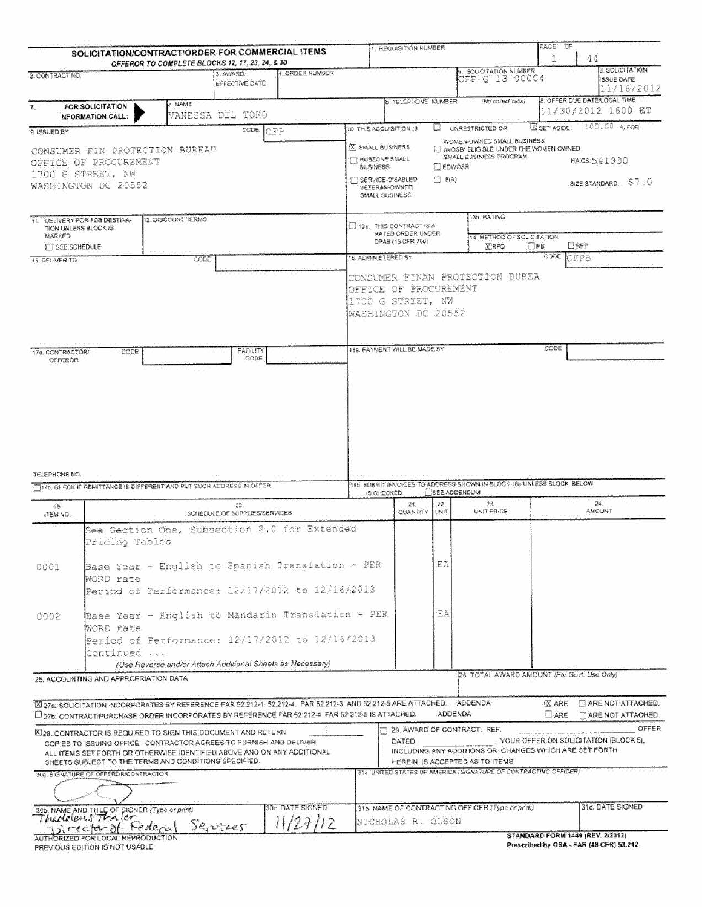# SOLICITATION/CONTRACT/ORDER FOR COMMERCIAL ITEMS

*OFFEROR TO COMPLETE BLOCKS 12, 17, 23, 24, & 30*

| Field | Value |
|---|---|
| 1. REQUISITION NUMBER | |
| PAGE OF | 1 / 44 |
| 2. CONTRACT NO. | |
| 3. AWARD/EFFECTIVE DATE | |
| 4. ORDER NUMBER | |
| 5. SOLICITATION NUMBER | CFP-Q-13-00004 |
| 6. SOLICITATION ISSUE DATE | 11/16/2012 |
| 7. FOR SOLICITATION INFORMATION CALL: a. NAME | VANESSA DEL TORO |
| b. TELEPHONE NUMBER (No collect calls) | |
| 8. OFFER DUE DATE/LOCAL TIME | 11/30/2012 1600 ET |

**9. ISSUED BY** CODE CFP

CONSUMER FIN PROTECTION BUREAU
OFFICE OF PROCUREMENT
1700 G STREET, NW
WASHINGTON DC 20552

**10. THIS ACQUISITION IS** ☐ UNRESTRICTED OR ☒ SET ASIDE: 100.00 % FOR:

- ☒ SMALL BUSINESS
- ☐ HUBZONE SMALL BUSINESS
- ☐ SERVICE-DISABLED VETERAN-OWNED SMALL BUSINESS
- ☐ WOMEN-OWNED SMALL BUSINESS (WOSB) ELIGIBLE UNDER THE WOMEN-OWNED SMALL BUSINESS PROGRAM
- ☐ EDWOSB
- ☐ 8(A)

NAICS: 541930

SIZE STANDARD: $7.0

**11. DELIVERY FOR FOB DESTINATION UNLESS BLOCK IS MARKED** ☐ SEE SCHEDULE

**12. DISCOUNT TERMS**

☐ 13a. THIS CONTRACT IS A RATED ORDER UNDER DPAS (15 CFR 700)

13b. RATING

14. METHOD OF SOLICITATION ☒ RFQ ☐ IFB ☐ RFP

**15. DELIVER TO** CODE

**16. ADMINISTERED BY** CODE CFPB

CONSUMER FINAN PROTECTION BUREA
OFFICE OF PROCUREMENT
1700 G STREET, NW
WASHINGTON DC 20552

**17a. CONTRACTOR/OFFEROR** CODE FACILITY CODE

TELEPHONE NO.

☐ 17b. CHECK IF REMITTANCE IS DIFFERENT AND PUT SUCH ADDRESS IN OFFER

**18a. PAYMENT WILL BE MADE BY** CODE

18b. SUBMIT INVOICES TO ADDRESS SHOWN IN BLOCK 18a UNLESS BLOCK BELOW IS CHECKED ☐ SEE ADDENDUM

| 19. ITEM NO. | 20. SCHEDULE OF SUPPLIES/SERVICES | 21. QUANTITY | 22. UNIT | 23. UNIT PRICE | 24. AMOUNT |
|---|---|---|---|---|---|
| | See Section One, Subsection 2.0 for Extended Pricing Tables | | | | |
| 0001 | Base Year - English to Spanish Translation - PER WORD rate<br>Period of Performance: 12/17/2012 to 12/16/2013 | | EA | | |
| 0002 | Base Year - English to Mandarin Translation - PER WORD rate<br>Period of Performance: 12/17/2012 to 12/16/2013<br>Continued ... | | EA | | |

*(Use Reverse and/or Attach Additional Sheets as Necessary)*

**25. ACCOUNTING AND APPROPRIATION DATA**

**26. TOTAL AWARD AMOUNT** (For Govt. Use Only)

☒ 27a. SOLICITATION INCORPORATES BY REFERENCE FAR 52.212-1, 52.212-4. FAR 52.212-3 AND 52.212-5 ARE ATTACHED. ADDENDA ☒ ARE ☐ ARE NOT ATTACHED.

☐ 27b. CONTRACT/PURCHASE ORDER INCORPORATES BY REFERENCE FAR 52.212-4. FAR 52.212-5 IS ATTACHED. ADDENDA ☐ ARE ☐ ARE NOT ATTACHED.

☒ 28. CONTRACTOR IS REQUIRED TO SIGN THIS DOCUMENT AND RETURN 1 COPIES TO ISSUING OFFICE. CONTRACTOR AGREES TO FURNISH AND DELIVER ALL ITEMS SET FORTH OR OTHERWISE IDENTIFIED ABOVE AND ON ANY ADDITIONAL SHEETS SUBJECT TO THE TERMS AND CONDITIONS SPECIFIED.

☐ 29. AWARD OF CONTRACT: REF. ______ OFFER DATED ______. YOUR OFFER ON SOLICITATION (BLOCK 5), INCLUDING ANY ADDITIONS OR CHANGES WHICH ARE SET FORTH HEREIN, IS ACCEPTED AS TO ITEMS:

**30a. SIGNATURE OF OFFEROR/CONTRACTOR**

[signature]

**31a. UNITED STATES OF AMERICA** (SIGNATURE OF CONTRACTING OFFICER)

**30b. NAME AND TITLE OF SIGNER** (Type or print): Thaddeus Thaler, Director of Federal Services

**30c. DATE SIGNED:** 11/27/12

**31b. NAME OF CONTRACTING OFFICER** (Type or print): NICHOLAS R. OLSON

**31c. DATE SIGNED**

AUTHORIZED FOR LOCAL REPRODUCTION
PREVIOUS EDITION IS NOT USABLE

STANDARD FORM 1449 (REV. 2/2012)
Prescribed by GSA - FAR (48 CFR) 53.212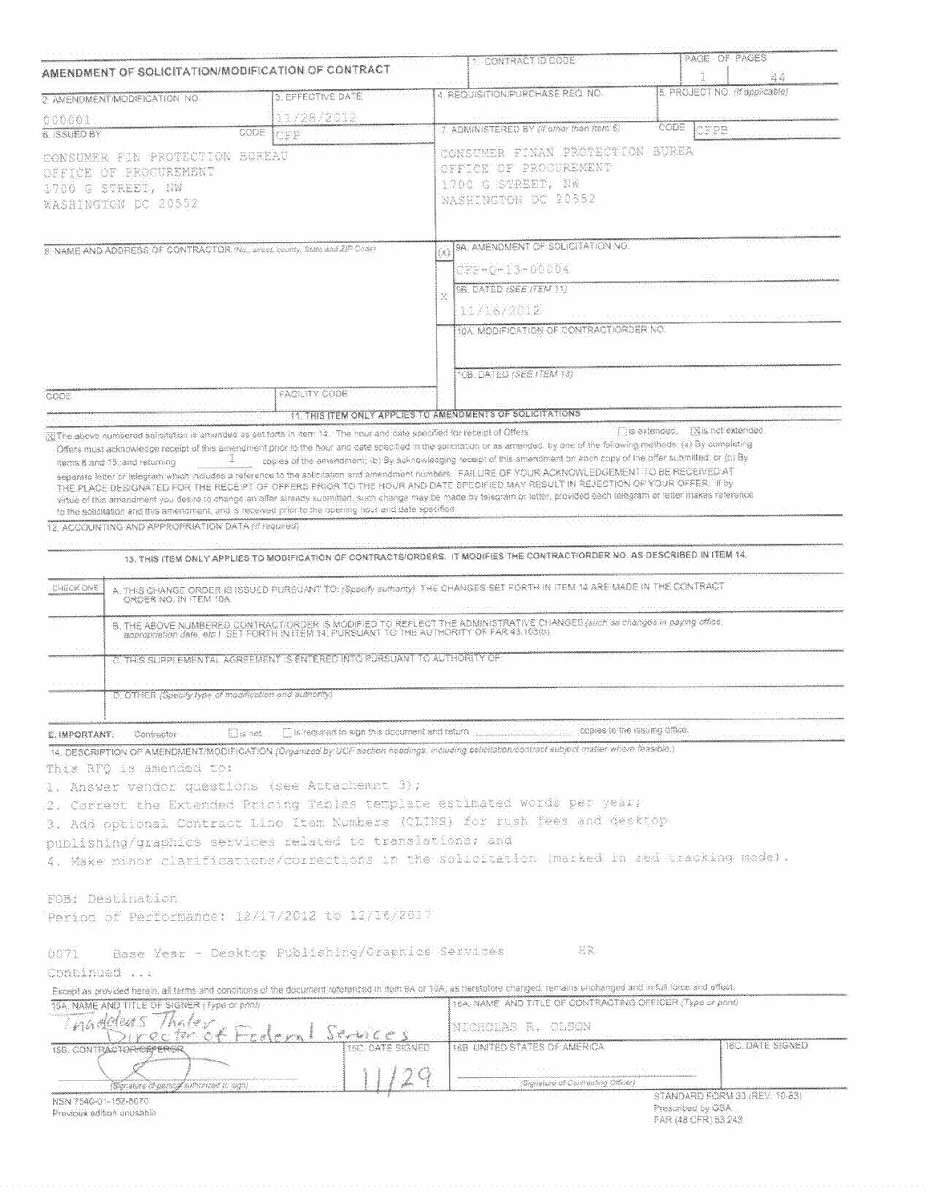# AMENDMENT OF SOLICITATION/MODIFICATION OF CONTRACT

| 1. CONTRACT ID CODE | PAGE OF PAGES |
|---|---|
| | 1 / 44 |

| 2. AMENDMENT/MODIFICATION NO. | 3. EFFECTIVE DATE | 4. REQUISITION/PURCHASE REQ. NO. | 5. PROJECT NO. (If applicable) |
|---|---|---|---|
| 000001 | 11/28/2012 | | |

**6. ISSUED BY** CODE CFP

CONSUMER FIN PROTECTION BUREAU
OFFICE OF PROCUREMENT
1700 G STREET, NW
WASHINGTON DC 20552

**7. ADMINISTERED BY** (If other than Item 6) CODE CFPB

CONSUMER FINAN PROTECTION BUREA
OFFICE OF PROCUREMENT
1700 G STREET, NW
WASHINGTON DC 20552

**8. NAME AND ADDRESS OF CONTRACTOR** (No., street, county, State and ZIP Code)

(x) **9A. AMENDMENT OF SOLICITATION NO.**
CFP-Q-13-00004

X **9B. DATED** (SEE ITEM 11)
11/16/2012

**10A. MODIFICATION OF CONTRACT/ORDER NO.**

**10B. DATED** (SEE ITEM 13)

CODE | FACILITY CODE

## 11. THIS ITEM ONLY APPLIES TO AMENDMENTS OF SOLICITATIONS

[X] The above numbered solicitation is amended as set forth in Item 14. The hour and date specified for receipt of Offers [ ] is extended. [X] is not extended.

Offers must acknowledge receipt of this amendment prior to the hour and date specified in the solicitation or as amended, by one of the following methods: (a) By completing Items 8 and 15, and returning 1 copies of the amendment; (b) By acknowledging receipt of this amendment on each copy of the offer submitted; or (c) By separate letter or telegram which includes a reference to the solicitation and amendment numbers. FAILURE OF YOUR ACKNOWLEDGEMENT TO BE RECEIVED AT THE PLACE DESIGNATED FOR THE RECEIPT OF OFFERS PRIOR TO THE HOUR AND DATE SPECIFIED MAY RESULT IN REJECTION OF YOUR OFFER. If by virtue of this amendment you desire to change an offer already submitted, such change may be made by telegram or letter, provided each telegram or letter makes reference to the solicitation and this amendment, and is received prior to the opening hour and date specified.

**12. ACCOUNTING AND APPROPRIATION DATA** (If required)

## 13. THIS ITEM ONLY APPLIES TO MODIFICATION OF CONTRACTS/ORDERS. IT MODIFIES THE CONTRACT/ORDER NO. AS DESCRIBED IN ITEM 14.

| CHECK ONE | |
|---|---|
| | A. THIS CHANGE ORDER IS ISSUED PURSUANT TO: (Specify authority) THE CHANGES SET FORTH IN ITEM 14 ARE MADE IN THE CONTRACT ORDER NO. IN ITEM 10A. |
| | B. THE ABOVE NUMBERED CONTRACT/ORDER IS MODIFIED TO REFLECT THE ADMINISTRATIVE CHANGES (such as changes in paying office, appropriation date, etc.) SET FORTH IN ITEM 14, PURSUANT TO THE AUTHORITY OF FAR 43.103(b). |
| | C. THIS SUPPLEMENTAL AGREEMENT IS ENTERED INTO PURSUANT TO AUTHORITY OF: |
| | D. OTHER (Specify type of modification and authority) |

**E. IMPORTANT:** Contractor [ ] is not [ ] is required to sign this document and return ______ copies to the issuing office.

**14. DESCRIPTION OF AMENDMENT/MODIFICATION** (Organized by UCF section headings, including solicitation/contract subject matter where feasible.)

This RFQ is amended to:

1. Answer vendor questions (see Attachment 3);
2. Correct the Extended Pricing Tables template estimated words per year;
3. Add optional Contract Line Item Numbers (CLINS) for rush fees and desktop publishing/graphics services related to translations; and
4. Make minor clarifications/corrections in the solicitation (marked in red tracking mode).

FOB: Destination
Period of Performance: 12/17/2012 to 12/16/2017

0071 Base Year - Desktop Publishing/Graphics Services HR

Continued ...

Except as provided herein, all terms and conditions of the document referenced in Item 9A or 10A, as heretofore changed, remains unchanged and in full force and effect.

| 15A. NAME AND TITLE OF SIGNER (Type or print) | | 16A. NAME AND TITLE OF CONTRACTING OFFICER (Type or print) | |
|---|---|---|---|
| Thaddeus Thaler, Director of Federal Services | | NICHOLAS R. OLSON | |
| 15B. CONTRACTOR/OFFEROR | 15C. DATE SIGNED | 16B. UNITED STATES OF AMERICA | 16C. DATE SIGNED |
| (Signature of person authorized to sign) | 11/29 | (Signature of Contracting Officer) | |

NSN 7540-01-152-8070
Previous edition unusable

STANDARD FORM 30 (REV. 10-83)
Prescribed by GSA
FAR (48 CFR) 53.243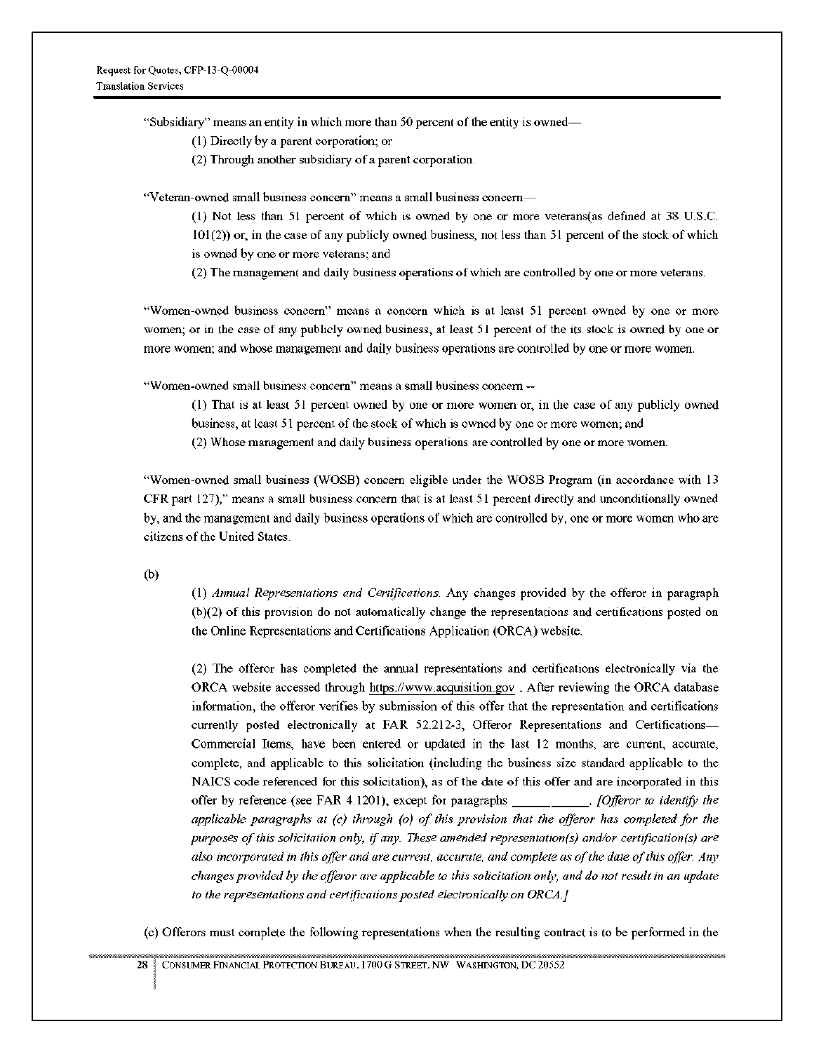"Subsidiary" means an entity in which more than 50 percent of the entity is owned—

(1) Directly by a parent corporation; or

(2) Through another subsidiary of a parent corporation.

"Veteran-owned small business concern" means a small business concern—

(1) Not less than 51 percent of which is owned by one or more veterans(as defined at 38 U.S.C. 101(2)) or, in the case of any publicly owned business, not less than 51 percent of the stock of which is owned by one or more veterans; and

(2) The management and daily business operations of which are controlled by one or more veterans.

"Women-owned business concern" means a concern which is at least 51 percent owned by one or more women; or in the case of any publicly owned business, at least 51 percent of the its stock is owned by one or more women; and whose management and daily business operations are controlled by one or more women.

"Women-owned small business concern" means a small business concern --

(1) That is at least 51 percent owned by one or more women or, in the case of any publicly owned business, at least 51 percent of the stock of which is owned by one or more women; and

(2) Whose management and daily business operations are controlled by one or more women.

"Women-owned small business (WOSB) concern eligible under the WOSB Program (in accordance with 13 CFR part 127)," means a small business concern that is at least 51 percent directly and unconditionally owned by, and the management and daily business operations of which are controlled by, one or more women who are citizens of the United States.

(b)

(1) *Annual Representations and Certifications.* Any changes provided by the offeror in paragraph (b)(2) of this provision do not automatically change the representations and certifications posted on the Online Representations and Certifications Application (ORCA) website.

(2) The offeror has completed the annual representations and certifications electronically via the ORCA website accessed through https://www.acquisition.gov . After reviewing the ORCA database information, the offeror verifies by submission of this offer that the representation and certifications currently posted electronically at FAR 52.212-3, Offeror Representations and Certifications—Commercial Items, have been entered or updated in the last 12 months, are current, accurate, complete, and applicable to this solicitation (including the business size standard applicable to the NAICS code referenced for this solicitation), as of the date of this offer and are incorporated in this offer by reference (see FAR 4.1201), except for paragraphs ___________. *[Offeror to identify the applicable paragraphs at (c) through (o) of this provision that the offeror has completed for the purposes of this solicitation only, if any. These amended representation(s) and/or certification(s) are also incorporated in this offer and are current, accurate, and complete as of the date of this offer. Any changes provided by the offeror are applicable to this solicitation only, and do not result in an update to the representations and certifications posted electronically on ORCA.]*

(c) Offerors must complete the following representations when the resulting contract is to be performed in the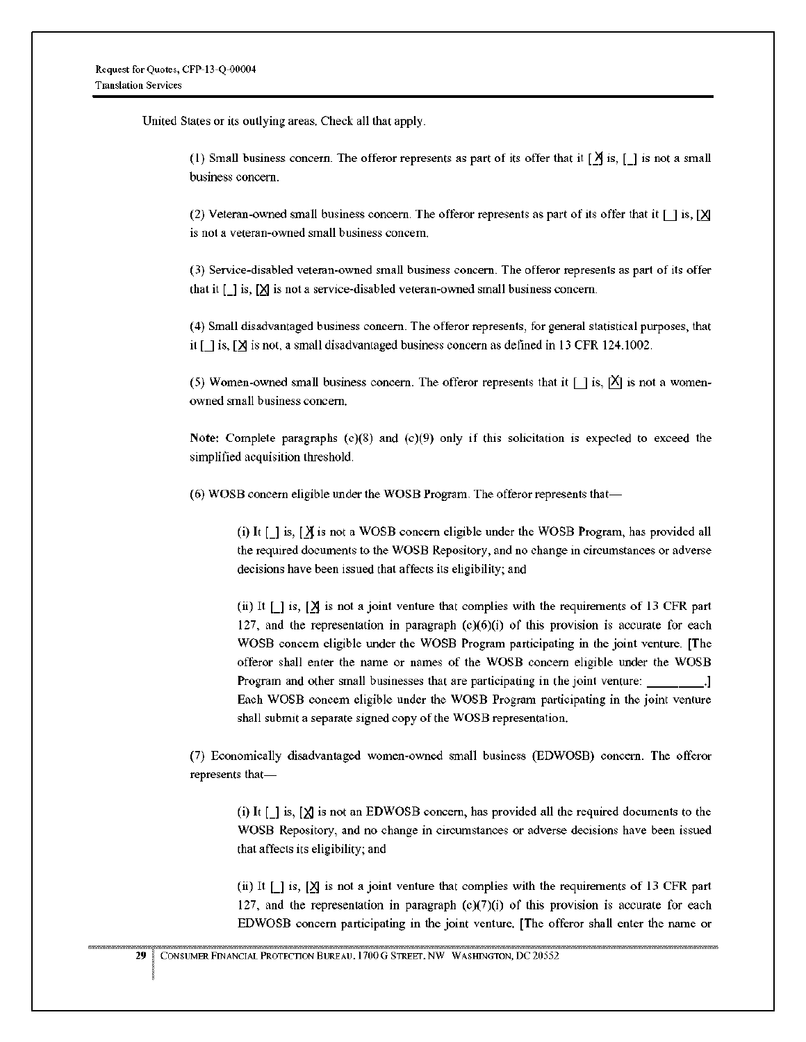United States or its outlying areas. Check all that apply.

(1) Small business concern. The offeror represents as part of its offer that it [X] is, [_] is not a small business concern.

(2) Veteran-owned small business concern. The offeror represents as part of its offer that it [_] is, [X] is not a veteran-owned small business concern.

(3) Service-disabled veteran-owned small business concern. The offeror represents as part of its offer that it [_] is, [X] is not a service-disabled veteran-owned small business concern.

(4) Small disadvantaged business concern. The offeror represents, for general statistical purposes, that it [_] is, [X] is not, a small disadvantaged business concern as defined in 13 CFR 124.1002.

(5) Women-owned small business concern. The offeror represents that it [_] is, [X] is not a women-owned small business concern.

**Note:** Complete paragraphs (c)(8) and (c)(9) only if this solicitation is expected to exceed the simplified acquisition threshold.

(6) WOSB concern eligible under the WOSB Program. The offeror represents that—

> (i) It [_] is, [X] is not a WOSB concern eligible under the WOSB Program, has provided all the required documents to the WOSB Repository, and no change in circumstances or adverse decisions have been issued that affects its eligibility; and
>
> (ii) It [_] is, [X] is not a joint venture that complies with the requirements of 13 CFR part 127, and the representation in paragraph (c)(6)(i) of this provision is accurate for each WOSB concern eligible under the WOSB Program participating in the joint venture. [The offeror shall enter the name or names of the WOSB concern eligible under the WOSB Program and other small businesses that are participating in the joint venture: ________.] Each WOSB concern eligible under the WOSB Program participating in the joint venture shall submit a separate signed copy of the WOSB representation.

(7) Economically disadvantaged women-owned small business (EDWOSB) concern. The offeror represents that—

> (i) It [_] is, [X] is not an EDWOSB concern, has provided all the required documents to the WOSB Repository, and no change in circumstances or adverse decisions have been issued that affects its eligibility; and
>
> (ii) It [_] is, [X] is not a joint venture that complies with the requirements of 13 CFR part 127, and the representation in paragraph (c)(7)(i) of this provision is accurate for each EDWOSB concern participating in the joint venture. [The offeror shall enter the name or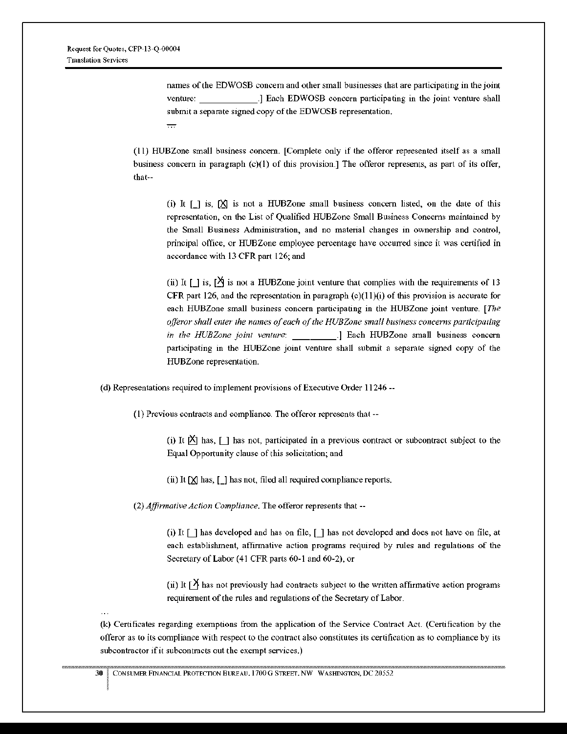names of the EDWOSB concern and other small businesses that are participating in the joint venture: ____________.] Each EDWOSB concern participating in the joint venture shall submit a separate signed copy of the EDWOSB representation.

...

(11) HUBZone small business concern. [Complete only if the offeror represented itself as a small business concern in paragraph (c)(1) of this provision.] The offeror represents, as part of its offer, that--

(i) It [_] is, [X] is not a HUBZone small business concern listed, on the date of this representation, on the List of Qualified HUBZone Small Business Concerns maintained by the Small Business Administration, and no material changes in ownership and control, principal office, or HUBZone employee percentage have occurred since it was certified in accordance with 13 CFR part 126; and

(ii) It [_] is, [X] is not a HUBZone joint venture that complies with the requirements of 13 CFR part 126, and the representation in paragraph (c)(11)(i) of this provision is accurate for each HUBZone small business concern participating in the HUBZone joint venture. [*The offeror shall enter the names of each of the HUBZone small business concerns participating in the HUBZone joint venture:* _________.] Each HUBZone small business concern participating in the HUBZone joint venture shall submit a separate signed copy of the HUBZone representation.

(d) Representations required to implement provisions of Executive Order 11246 --

(1) Previous contracts and compliance. The offeror represents that --

(i) It [X] has, [_] has not, participated in a previous contract or subcontract subject to the Equal Opportunity clause of this solicitation; and

(ii) It [X] has, [_] has not, filed all required compliance reports.

(2) *Affirmative Action Compliance*. The offeror represents that --

(i) It [_] has developed and has on file, [_] has not developed and does not have on file, at each establishment, affirmative action programs required by rules and regulations of the Secretary of Labor (41 CFR parts 60-1 and 60-2), or

(ii) It [X] has not previously had contracts subject to the written affirmative action programs requirement of the rules and regulations of the Secretary of Labor.

...

(k) Certificates regarding exemptions from the application of the Service Contract Act. (Certification by the offeror as to its compliance with respect to the contract also constitutes its certification as to compliance by its subcontractor if it subcontracts out the exempt services.)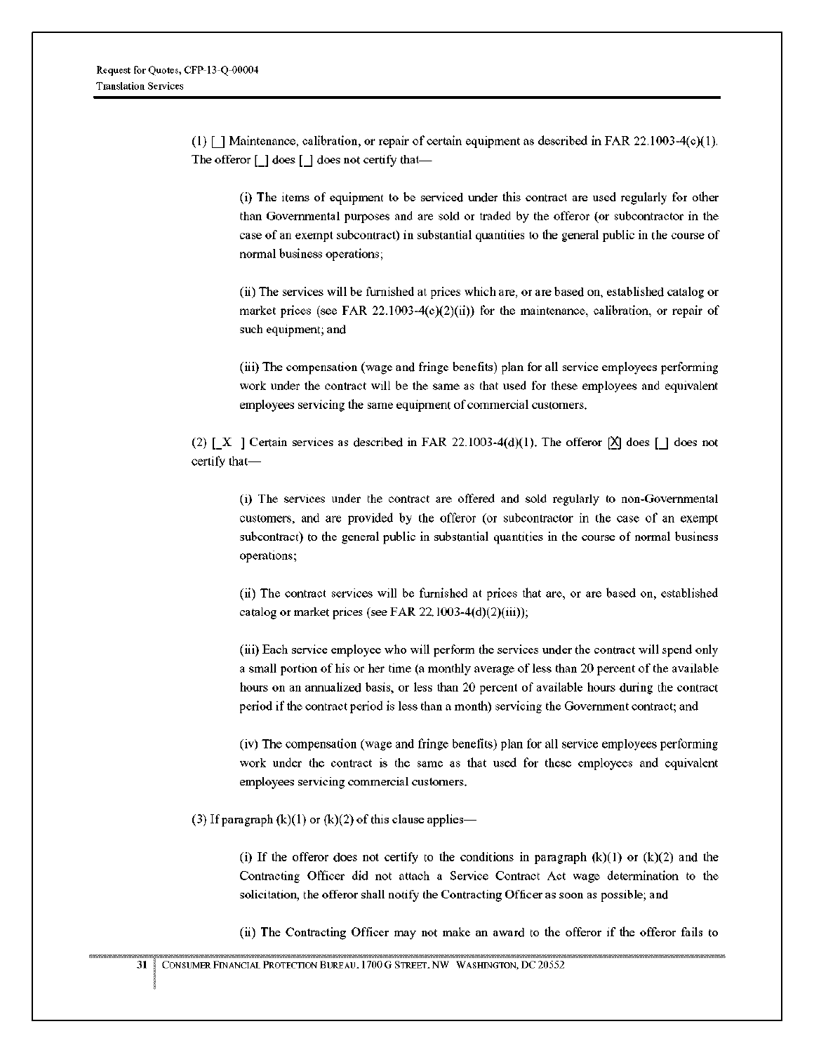(1) [_] Maintenance, calibration, or repair of certain equipment as described in FAR 22.1003-4(c)(1). The offeror [_] does [_] does not certify that—

(i) The items of equipment to be serviced under this contract are used regularly for other than Governmental purposes and are sold or traded by the offeror (or subcontractor in the case of an exempt subcontract) in substantial quantities to the general public in the course of normal business operations;

(ii) The services will be furnished at prices which are, or are based on, established catalog or market prices (see FAR 22.1003-4(c)(2)(ii)) for the maintenance, calibration, or repair of such equipment; and

(iii) The compensation (wage and fringe benefits) plan for all service employees performing work under the contract will be the same as that used for these employees and equivalent employees servicing the same equipment of commercial customers.

(2) [_X_] Certain services as described in FAR 22.1003-4(d)(1). The offeror [X] does [_] does not certify that—

(i) The services under the contract are offered and sold regularly to non-Governmental customers, and are provided by the offeror (or subcontractor in the case of an exempt subcontract) to the general public in substantial quantities in the course of normal business operations;

(ii) The contract services will be furnished at prices that are, or are based on, established catalog or market prices (see FAR 22.1003-4(d)(2)(iii));

(iii) Each service employee who will perform the services under the contract will spend only a small portion of his or her time (a monthly average of less than 20 percent of the available hours on an annualized basis, or less than 20 percent of available hours during the contract period if the contract period is less than a month) servicing the Government contract; and

(iv) The compensation (wage and fringe benefits) plan for all service employees performing work under the contract is the same as that used for these employees and equivalent employees servicing commercial customers.

(3) If paragraph (k)(1) or (k)(2) of this clause applies—

(i) If the offeror does not certify to the conditions in paragraph (k)(1) or (k)(2) and the Contracting Officer did not attach a Service Contract Act wage determination to the solicitation, the offeror shall notify the Contracting Officer as soon as possible; and

(ii) The Contracting Officer may not make an award to the offeror if the offeror fails to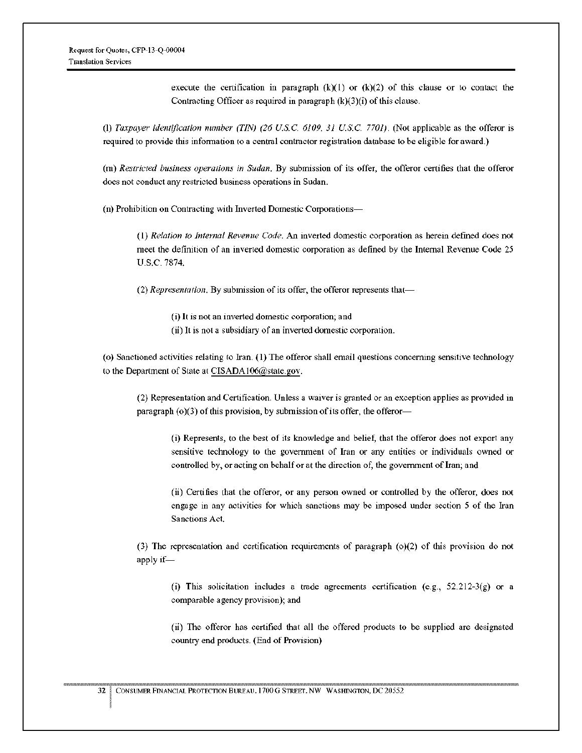execute the certification in paragraph (k)(1) or (k)(2) of this clause or to contact the Contracting Officer as required in paragraph (k)(3)(i) of this clause.

(l) *Taxpayer identification number (TIN) (26 U.S.C. 6109, 31 U.S.C. 7701).* (Not applicable as the offeror is required to provide this information to a central contractor registration database to be eligible for award.)

(m) *Restricted business operations in Sudan.* By submission of its offer, the offeror certifies that the offeror does not conduct any restricted business operations in Sudan.

(n) Prohibition on Contracting with Inverted Domestic Corporations—

(1) *Relation to Internal Revenue Code.* An inverted domestic corporation as herein defined does not meet the definition of an inverted domestic corporation as defined by the Internal Revenue Code 25 U.S.C. 7874.

(2) *Representation.* By submission of its offer, the offeror represents that—

(i) It is not an inverted domestic corporation; and
(ii) It is not a subsidiary of an inverted domestic corporation.

(o) Sanctioned activities relating to Iran. (1) The offeror shall email questions concerning sensitive technology to the Department of State at CISADA106@state.gov.

(2) Representation and Certification. Unless a waiver is granted or an exception applies as provided in paragraph (o)(3) of this provision, by submission of its offer, the offeror—

(i) Represents, to the best of its knowledge and belief, that the offeror does not export any sensitive technology to the government of Iran or any entities or individuals owned or controlled by, or acting on behalf or at the direction of, the government of Iran; and

(ii) Certifies that the offeror, or any person owned or controlled by the offeror, does not engage in any activities for which sanctions may be imposed under section 5 of the Iran Sanctions Act.

(3) The representation and certification requirements of paragraph (o)(2) of this provision do not apply if—

(i) This solicitation includes a trade agreements certification (e.g., 52.212-3(g) or a comparable agency provision); and

(ii) The offeror has certified that all the offered products to be supplied are designated country end products. (End of Provision)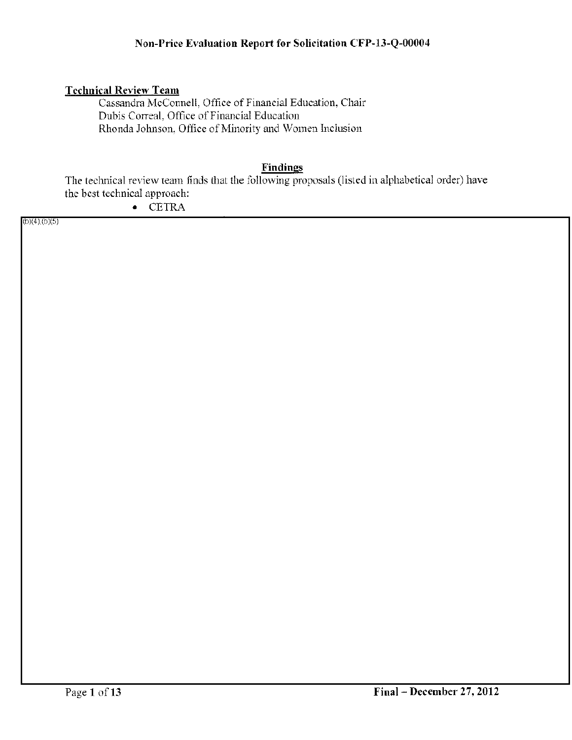**Non-Price Evaluation Report for Solicitation CFP-13-Q-00004**

**Technical Review Team**

Cassandra McConnell, Office of Financial Education, Chair
Dubis Correal, Office of Financial Education
Rhonda Johnson, Office of Minority and Women Inclusion

**Findings**

The technical review team finds that the following proposals (listed in alphabetical order) have the best technical approach:

- CETRA

(b)(4),(b)(5)

**Final – December 27, 2012**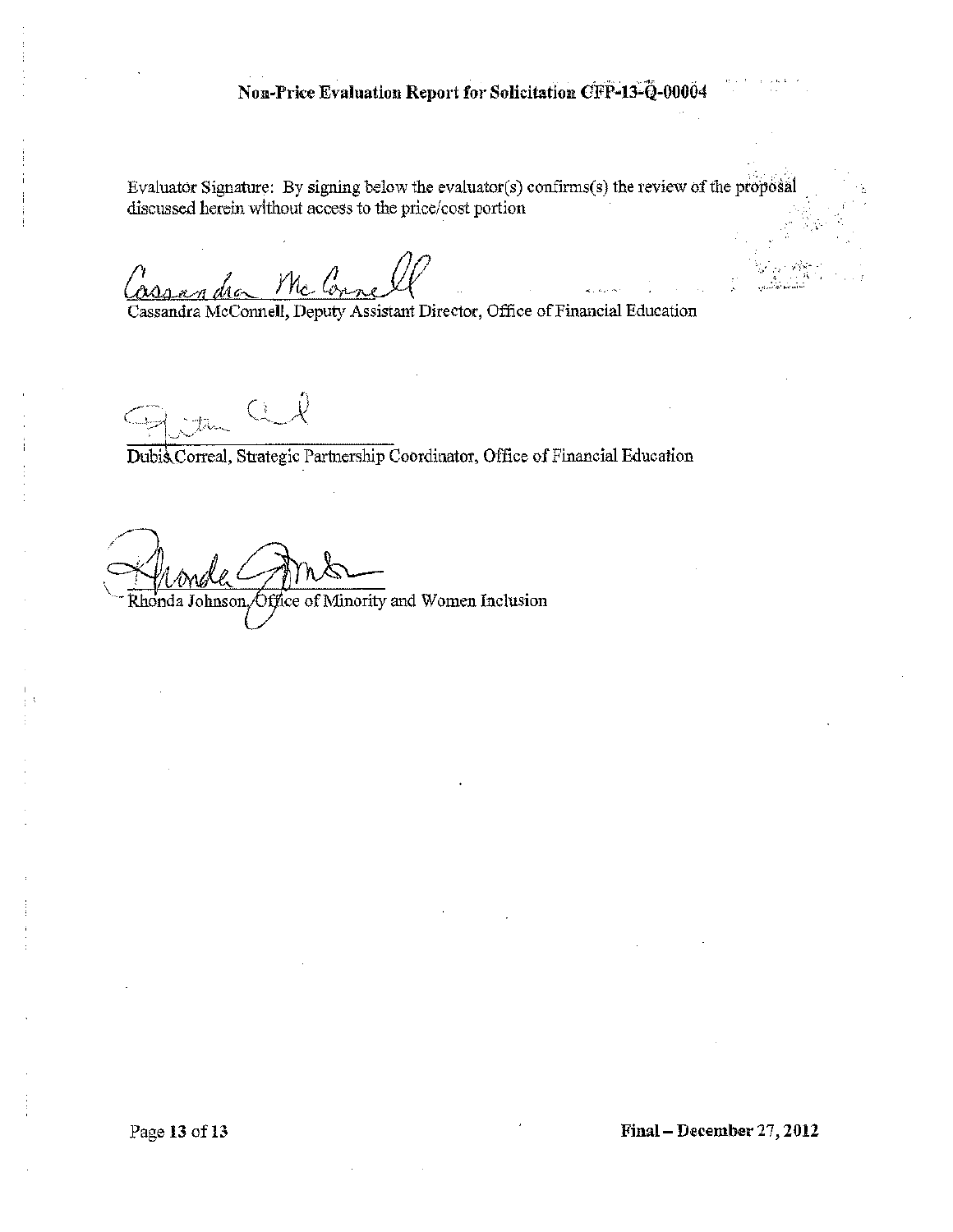Evaluator Signature: By signing below the evaluator(s) confirms(s) the review of the proposal discussed herein without access to the price/cost portion

Cassandra McConnell, Deputy Assistant Director, Office of Financial Education

Dubis Correal, Strategic Partnership Coordinator, Office of Financial Education

Rhonda Johnson, Office of Minority and Women Inclusion